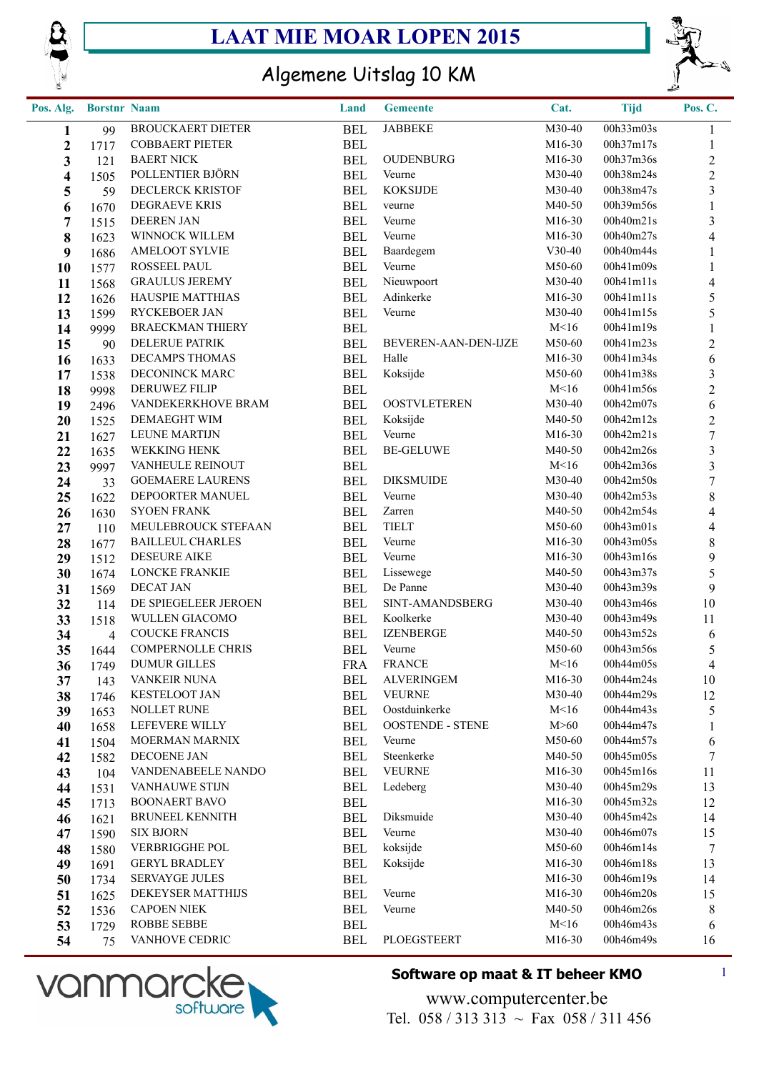# LAAT MIE MOAR LOPEN 2015

## Algemene Uitslag 10 KM

| Pos. Alg. | Borstnr | Naam | Land | Gemeente | Cat. | Tijd | Pos. C. |
|---|---|---|---|---|---|---|---|
| **1** | 99 | BROUCKAERT DIETER | BEL | JABBEKE | M30-40 | 00h33m03s | 1 |
| **2** | 1717 | COBBAERT PIETER | BEL | | M16-30 | 00h37m17s | 1 |
| **3** | 121 | BAERT NICK | BEL | OUDENBURG | M16-30 | 00h37m36s | 2 |
| **4** | 1505 | POLLENTIER BJÖRN | BEL | Veurne | M30-40 | 00h38m24s | 2 |
| **5** | 59 | DECLERCK KRISTOF | BEL | KOKSIJDE | M30-40 | 00h38m47s | 3 |
| **6** | 1670 | DEGRAEVE KRIS | BEL | veurne | M40-50 | 00h39m56s | 1 |
| **7** | 1515 | DEEREN JAN | BEL | Veurne | M16-30 | 00h40m21s | 3 |
| **8** | 1623 | WINNOCK WILLEM | BEL | Veurne | M16-30 | 00h40m27s | 4 |
| **9** | 1686 | AMELOOT SYLVIE | BEL | Baardegem | V30-40 | 00h40m44s | 1 |
| **10** | 1577 | ROSSEEL PAUL | BEL | Veurne | M50-60 | 00h41m09s | 1 |
| **11** | 1568 | GRAULUS JEREMY | BEL | Nieuwpoort | M30-40 | 00h41m11s | 4 |
| **12** | 1626 | HAUSPIE MATTHIAS | BEL | Adinkerke | M16-30 | 00h41m11s | 5 |
| **13** | 1599 | RYCKEBOER JAN | BEL | Veurne | M30-40 | 00h41m15s | 5 |
| **14** | 9999 | BRAECKMAN THIERY | BEL | | M<16 | 00h41m19s | 1 |
| **15** | 90 | DELERUE PATRIK | BEL | BEVEREN-AAN-DEN-IJZE | M50-60 | 00h41m23s | 2 |
| **16** | 1633 | DECAMPS THOMAS | BEL | Halle | M16-30 | 00h41m34s | 6 |
| **17** | 1538 | DECONINCK MARC | BEL | Koksijde | M50-60 | 00h41m38s | 3 |
| **18** | 9998 | DERUWEZ FILIP | BEL | | M<16 | 00h41m56s | 2 |
| **19** | 2496 | VANDEKERKHOVE BRAM | BEL | OOSTVLETEREN | M30-40 | 00h42m07s | 6 |
| **20** | 1525 | DEMAEGHT WIM | BEL | Koksijde | M40-50 | 00h42m12s | 2 |
| **21** | 1627 | LEUNE MARTIJN | BEL | Veurne | M16-30 | 00h42m21s | 7 |
| **22** | 1635 | WEKKING HENK | BEL | BE-GELUWE | M40-50 | 00h42m26s | 3 |
| **23** | 9997 | VANHEULE REINOUT | BEL | | M<16 | 00h42m36s | 3 |
| **24** | 33 | GOEMAERE LAURENS | BEL | DIKSMUIDE | M30-40 | 00h42m50s | 7 |
| **25** | 1622 | DEPOORTER MANUEL | BEL | Veurne | M30-40 | 00h42m53s | 8 |
| **26** | 1630 | SYOEN FRANK | BEL | Zarren | M40-50 | 00h42m54s | 4 |
| **27** | 110 | MEULEBROUCK STEFAAN | BEL | TIELT | M50-60 | 00h43m01s | 4 |
| **28** | 1677 | BAILLEUL CHARLES | BEL | Veurne | M16-30 | 00h43m05s | 8 |
| **29** | 1512 | DESEURE AIKE | BEL | Veurne | M16-30 | 00h43m16s | 9 |
| **30** | 1674 | LONCKE FRANKIE | BEL | Lissewege | M40-50 | 00h43m37s | 5 |
| **31** | 1569 | DECAT JAN | BEL | De Panne | M30-40 | 00h43m39s | 9 |
| **32** | 114 | DE SPIEGELEER JEROEN | BEL | SINT-AMANDSBERG | M30-40 | 00h43m46s | 10 |
| **33** | 1518 | WULLEN GIACOMO | BEL | Koolkerke | M30-40 | 00h43m49s | 11 |
| **34** | 4 | COUCKE FRANCIS | BEL | IZENBERGE | M40-50 | 00h43m52s | 6 |
| **35** | 1644 | COMPERNOLLE CHRIS | BEL | Veurne | M50-60 | 00h43m56s | 5 |
| **36** | 1749 | DUMUR GILLES | FRA | FRANCE | M<16 | 00h44m05s | 4 |
| **37** | 143 | VANKEIR NUNA | BEL | ALVERINGEM | M16-30 | 00h44m24s | 10 |
| **38** | 1746 | KESTELOOT JAN | BEL | VEURNE | M30-40 | 00h44m29s | 12 |
| **39** | 1653 | NOLLET RUNE | BEL | Oostduinkerke | M<16 | 00h44m43s | 5 |
| **40** | 1658 | LEFEVERE WILLY | BEL | OOSTENDE - STENE | M>60 | 00h44m47s | 1 |
| **41** | 1504 | MOERMAN MARNIX | BEL | Veurne | M50-60 | 00h44m57s | 6 |
| **42** | 1582 | DECOENE JAN | BEL | Steenkerke | M40-50 | 00h45m05s | 7 |
| **43** | 104 | VANDENABEELE NANDO | BEL | VEURNE | M16-30 | 00h45m16s | 11 |
| **44** | 1531 | VANHAUWE STIJN | BEL | Ledeberg | M30-40 | 00h45m29s | 13 |
| **45** | 1713 | BOONAERT BAVO | BEL | | M16-30 | 00h45m32s | 12 |
| **46** | 1621 | BRUNEEL KENNITH | BEL | Diksmuide | M30-40 | 00h45m42s | 14 |
| **47** | 1590 | SIX BJORN | BEL | Veurne | M30-40 | 00h46m07s | 15 |
| **48** | 1580 | VERBRIGGHE POL | BEL | koksijde | M50-60 | 00h46m14s | 7 |
| **49** | 1691 | GERYL BRADLEY | BEL | Koksijde | M16-30 | 00h46m18s | 13 |
| **50** | 1734 | SERVAYGE JULES | BEL | | M16-30 | 00h46m19s | 14 |
| **51** | 1625 | DEKEYSER MATTHIJS | BEL | Veurne | M16-30 | 00h46m20s | 15 |
| **52** | 1536 | CAPOEN NIEK | BEL | Veurne | M40-50 | 00h46m26s | 8 |
| **53** | 1729 | ROBBE SEBBE | BEL | | M<16 | 00h46m43s | 6 |
| **54** | 75 | VANHOVE CEDRIC | BEL | PLOEGSTEERT | M16-30 | 00h46m49s | 16 |

vanmarcke software

**Software op maat & IT beheer KMO**

www.computercenter.be
Tel. 058 / 313 313 ~ Fax 058 / 311 456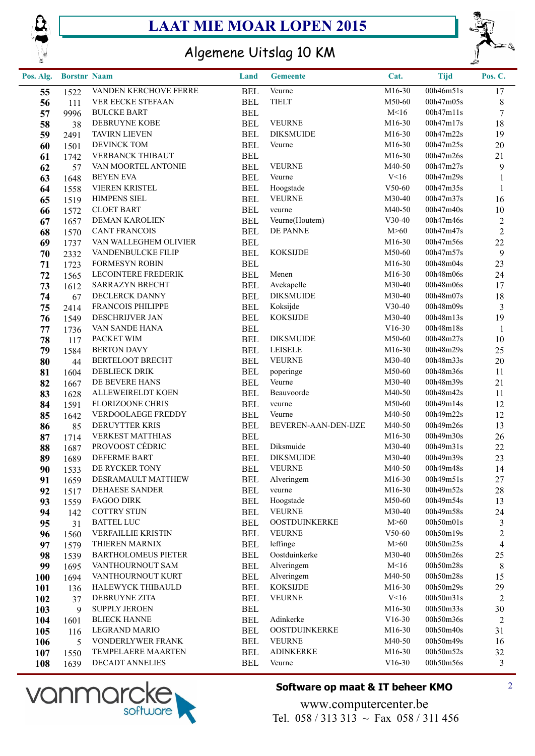# LAAT MIE MOAR LOPEN 2015

## Algemene Uitslag 10 KM

| Pos. Alg. | Borstnr | Naam | Land | Gemeente | Cat. | Tijd | Pos. C. |
|---|---|---|---|---|---|---|---|
| 55 | 1522 | VANDEN KERCHOVE FERRE | BEL | Veurne | M16-30 | 00h46m51s | 17 |
| 56 | 111 | VER EECKE STEFAAN | BEL | TIELT | M50-60 | 00h47m05s | 8 |
| 57 | 9996 | BULCKE BART | BEL | | M<16 | 00h47m11s | 7 |
| 58 | 38 | DEBRUYNE KOBE | BEL | VEURNE | M16-30 | 00h47m17s | 18 |
| 59 | 2491 | TAVIRN LIEVEN | BEL | DIKSMUIDE | M16-30 | 00h47m22s | 19 |
| 60 | 1501 | DEVINCK TOM | BEL | Veurne | M16-30 | 00h47m25s | 20 |
| 61 | 1742 | VERBANCK THIBAUT | BEL | | M16-30 | 00h47m26s | 21 |
| 62 | 57 | VAN MOORTEL ANTONIE | BEL | VEURNE | M40-50 | 00h47m27s | 9 |
| 63 | 1648 | BEYEN EVA | BEL | Veurne | V<16 | 00h47m29s | 1 |
| 64 | 1558 | VIEREN KRISTEL | BEL | Hoogstade | V50-60 | 00h47m35s | 1 |
| 65 | 1519 | HIMPENS SIEL | BEL | VEURNE | M30-40 | 00h47m37s | 16 |
| 66 | 1572 | CLOET BART | BEL | veurne | M40-50 | 00h47m40s | 10 |
| 67 | 1657 | DEMAN KAROLIEN | BEL | Veurne(Houtem) | V30-40 | 00h47m46s | 2 |
| 68 | 1570 | CANT FRANCOIS | BEL | DE PANNE | M>60 | 00h47m47s | 2 |
| 69 | 1737 | VAN WALLEGHEM OLIVIER | BEL | | M16-30 | 00h47m56s | 22 |
| 70 | 2332 | VANDENBULCKE FILIP | BEL | KOKSIJDE | M50-60 | 00h47m57s | 9 |
| 71 | 1723 | FORMESYN ROBIN | BEL | | M16-30 | 00h48m04s | 23 |
| 72 | 1565 | LECOINTERE FREDERIK | BEL | Menen | M16-30 | 00h48m06s | 24 |
| 73 | 1612 | SARRAZYN BRECHT | BEL | Avekapelle | M30-40 | 00h48m06s | 17 |
| 74 | 67 | DECLERCK DANNY | BEL | DIKSMUIDE | M30-40 | 00h48m07s | 18 |
| 75 | 2414 | FRANCOIS PHILIPPE | BEL | Koksijde | V30-40 | 00h48m09s | 3 |
| 76 | 1549 | DESCHRIJVER JAN | BEL | KOKSIJDE | M30-40 | 00h48m13s | 19 |
| 77 | 1736 | VAN SANDE HANA | BEL | | V16-30 | 00h48m18s | 1 |
| 78 | 117 | PACKET WIM | BEL | DIKSMUIDE | M50-60 | 00h48m27s | 10 |
| 79 | 1584 | BERTON DAVY | BEL | LEISELE | M16-30 | 00h48m29s | 25 |
| 80 | 44 | BERTELOOT BRECHT | BEL | VEURNE | M30-40 | 00h48m33s | 20 |
| 81 | 1604 | DEBLIECK DRIK | BEL | poperinge | M50-60 | 00h48m36s | 11 |
| 82 | 1667 | DE BEVERE HANS | BEL | Veurne | M30-40 | 00h48m39s | 21 |
| 83 | 1628 | ALLEWEIRELDT KOEN | BEL | Beauvoorde | M40-50 | 00h48m42s | 11 |
| 84 | 1591 | FLORIZOONE CHRIS | BEL | veurne | M50-60 | 00h49m14s | 12 |
| 85 | 1642 | VERDOOLAEGE FREDDY | BEL | Veurne | M40-50 | 00h49m22s | 12 |
| 86 | 85 | DERUYTTER KRIS | BEL | BEVEREN-AAN-DEN-IJZE | M40-50 | 00h49m26s | 13 |
| 87 | 1714 | VERKEST MATTHIAS | BEL | | M16-30 | 00h49m30s | 26 |
| 88 | 1687 | PROVOOST CÉDRIC | BEL | Diksmuide | M30-40 | 00h49m31s | 22 |
| 89 | 1689 | DEFERME BART | BEL | DIKSMUIDE | M30-40 | 00h49m39s | 23 |
| 90 | 1533 | DE RYCKER TONY | BEL | VEURNE | M40-50 | 00h49m48s | 14 |
| 91 | 1659 | DESRAMAULT MATTHEW | BEL | Alveringem | M16-30 | 00h49m51s | 27 |
| 92 | 1517 | DEHAESE SANDER | BEL | veurne | M16-30 | 00h49m52s | 28 |
| 93 | 1559 | FAGOO DIRK | BEL | Hoogstade | M50-60 | 00h49m54s | 13 |
| 94 | 142 | COTTRY STIJN | BEL | VEURNE | M30-40 | 00h49m58s | 24 |
| 95 | 31 | BATTEL LUC | BEL | OOSTDUINKERKE | M>60 | 00h50m01s | 3 |
| 96 | 1560 | VERFAILLIE KRISTIN | BEL | VEURNE | V50-60 | 00h50m19s | 2 |
| 97 | 1579 | THIEREN MARNIX | BEL | leffinge | M>60 | 00h50m25s | 4 |
| 98 | 1539 | BARTHOLOMEUS PIETER | BEL | Oostduinkerke | M30-40 | 00h50m26s | 25 |
| 99 | 1695 | VANTHOURNOUT SAM | BEL | Alveringem | M<16 | 00h50m28s | 8 |
| 100 | 1694 | VANTHOURNOUT KURT | BEL | Alveringem | M40-50 | 00h50m28s | 15 |
| 101 | 136 | HALEWYCK THIBAULD | BEL | KOKSIJDE | M16-30 | 00h50m29s | 29 |
| 102 | 37 | DEBRUYNE ZITA | BEL | VEURNE | V<16 | 00h50m31s | 2 |
| 103 | 9 | SUPPLY JEROEN | BEL | | M16-30 | 00h50m33s | 30 |
| 104 | 1601 | BLIECK HANNE | BEL | Adinkerke | V16-30 | 00h50m36s | 2 |
| 105 | 116 | LEGRAND MARIO | BEL | OOSTDUINKERKE | M16-30 | 00h50m40s | 31 |
| 106 | 5 | VONDERLYWER FRANK | BEL | VEURNE | M40-50 | 00h50m49s | 16 |
| 107 | 1550 | TEMPELAERE MAARTEN | BEL | ADINKERKE | M16-30 | 00h50m52s | 32 |
| 108 | 1639 | DECADT ANNELIES | BEL | Veurne | V16-30 | 00h50m56s | 3 |

vanmarcke software

**Software op maat & IT beheer KMO**

www.computercenter.be

Tel. 058 / 313 313 ~ Fax 058 / 311 456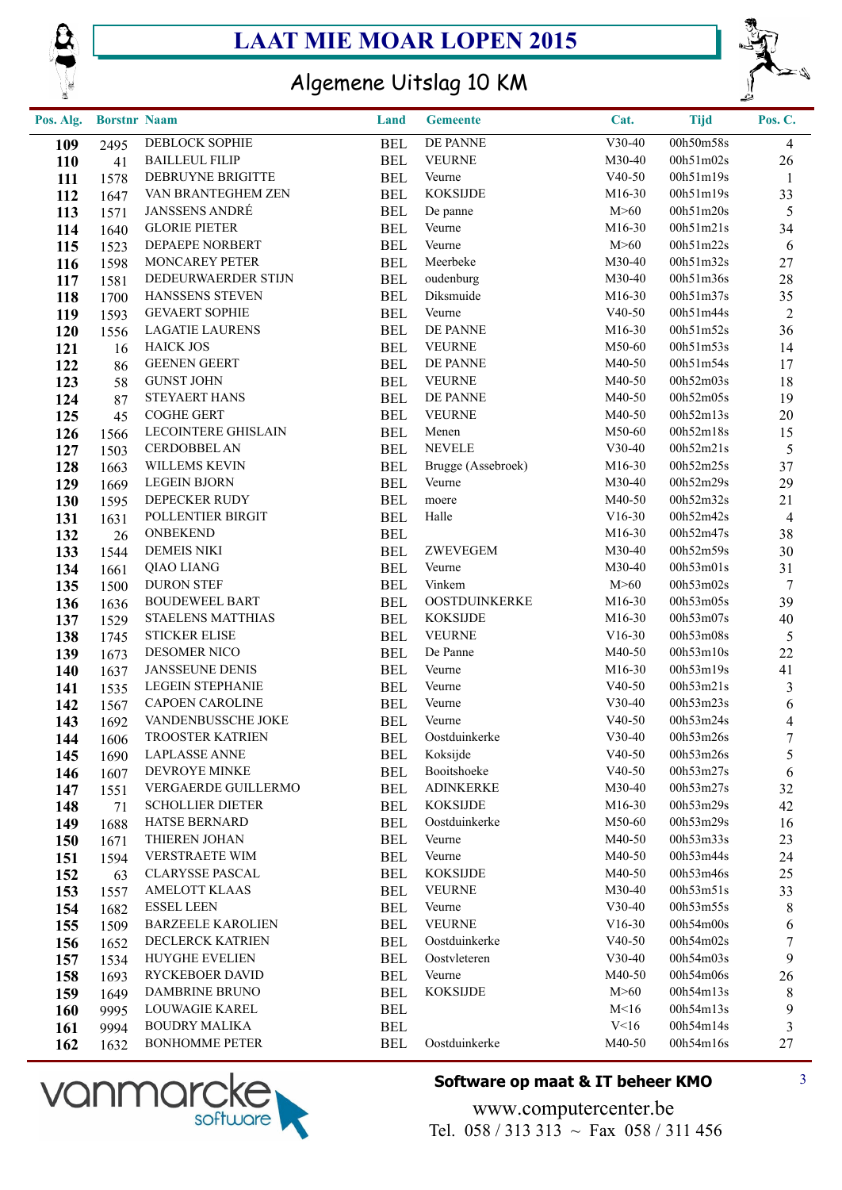# LAAT MIE MOAR LOPEN 2015

## Algemene Uitslag 10 KM

| Pos. Alg. | Borstnr | Naam | Land | Gemeente | Cat. | Tijd | Pos. C. |
|---|---|---|---|---|---|---|---|
| 109 | 2495 | DEBLOCK SOPHIE | BEL | DE PANNE | V30-40 | 00h50m58s | 4 |
| 110 | 41 | BAILLEUL FILIP | BEL | VEURNE | M30-40 | 00h51m02s | 26 |
| 111 | 1578 | DEBRUYNE BRIGITTE | BEL | Veurne | V40-50 | 00h51m19s | 1 |
| 112 | 1647 | VAN BRANTEGHEM ZEN | BEL | KOKSIJDE | M16-30 | 00h51m19s | 33 |
| 113 | 1571 | JANSSENS ANDRÉ | BEL | De panne | M>60 | 00h51m20s | 5 |
| 114 | 1640 | GLORIE PIETER | BEL | Veurne | M16-30 | 00h51m21s | 34 |
| 115 | 1523 | DEPAEPE NORBERT | BEL | Veurne | M>60 | 00h51m22s | 6 |
| 116 | 1598 | MONCAREY PETER | BEL | Meerbeke | M30-40 | 00h51m32s | 27 |
| 117 | 1581 | DEDEURWAERDER STIJN | BEL | oudenburg | M30-40 | 00h51m36s | 28 |
| 118 | 1700 | HANSSENS STEVEN | BEL | Diksmuide | M16-30 | 00h51m37s | 35 |
| 119 | 1593 | GEVAERT SOPHIE | BEL | Veurne | V40-50 | 00h51m44s | 2 |
| 120 | 1556 | LAGATIE LAURENS | BEL | DE PANNE | M16-30 | 00h51m52s | 36 |
| 121 | 16 | HAICK JOS | BEL | VEURNE | M50-60 | 00h51m53s | 14 |
| 122 | 86 | GEENEN GEERT | BEL | DE PANNE | M40-50 | 00h51m54s | 17 |
| 123 | 58 | GUNST JOHN | BEL | VEURNE | M40-50 | 00h52m03s | 18 |
| 124 | 87 | STEYAERT HANS | BEL | DE PANNE | M40-50 | 00h52m05s | 19 |
| 125 | 45 | COGHE GERT | BEL | VEURNE | M40-50 | 00h52m13s | 20 |
| 126 | 1566 | LECOINTERE GHISLAIN | BEL | Menen | M50-60 | 00h52m18s | 15 |
| 127 | 1503 | CERDOBBEL AN | BEL | NEVELE | V30-40 | 00h52m21s | 5 |
| 128 | 1663 | WILLEMS KEVIN | BEL | Brugge (Assebroek) | M16-30 | 00h52m25s | 37 |
| 129 | 1669 | LEGEIN BJORN | BEL | Veurne | M30-40 | 00h52m29s | 29 |
| 130 | 1595 | DEPECKER RUDY | BEL | moere | M40-50 | 00h52m32s | 21 |
| 131 | 1631 | POLLENTIER BIRGIT | BEL | Halle | V16-30 | 00h52m42s | 4 |
| 132 | 26 | ONBEKEND | BEL | | M16-30 | 00h52m47s | 38 |
| 133 | 1544 | DEMEIS NIKI | BEL | ZWEVEGEM | M30-40 | 00h52m59s | 30 |
| 134 | 1661 | QIAO LIANG | BEL | Veurne | M30-40 | 00h53m01s | 31 |
| 135 | 1500 | DURON STEF | BEL | Vinkem | M>60 | 00h53m02s | 7 |
| 136 | 1636 | BOUDEWEEL BART | BEL | OOSTDUINKERKE | M16-30 | 00h53m05s | 39 |
| 137 | 1529 | STAELENS MATTHIAS | BEL | KOKSIJDE | M16-30 | 00h53m07s | 40 |
| 138 | 1745 | STICKER ELISE | BEL | VEURNE | V16-30 | 00h53m08s | 5 |
| 139 | 1673 | DESOMER NICO | BEL | De Panne | M40-50 | 00h53m10s | 22 |
| 140 | 1637 | JANSSEUNE DENIS | BEL | Veurne | M16-30 | 00h53m19s | 41 |
| 141 | 1535 | LEGEIN STEPHANIE | BEL | Veurne | V40-50 | 00h53m21s | 3 |
| 142 | 1567 | CAPOEN CAROLINE | BEL | Veurne | V30-40 | 00h53m23s | 6 |
| 143 | 1692 | VANDENBUSSCHE JOKE | BEL | Veurne | V40-50 | 00h53m24s | 4 |
| 144 | 1606 | TROOSTER KATRIEN | BEL | Oostduinkerke | V30-40 | 00h53m26s | 7 |
| 145 | 1690 | LAPLASSE ANNE | BEL | Koksijde | V40-50 | 00h53m26s | 5 |
| 146 | 1607 | DEVROYE MINKE | BEL | Booitshoeke | V40-50 | 00h53m27s | 6 |
| 147 | 1551 | VERGAERDE GUILLERMO | BEL | ADINKERKE | M30-40 | 00h53m27s | 32 |
| 148 | 71 | SCHOLLIER DIETER | BEL | KOKSIJDE | M16-30 | 00h53m29s | 42 |
| 149 | 1688 | HATSE BERNARD | BEL | Oostduinkerke | M50-60 | 00h53m29s | 16 |
| 150 | 1671 | THIEREN JOHAN | BEL | Veurne | M40-50 | 00h53m33s | 23 |
| 151 | 1594 | VERSTRAETE WIM | BEL | Veurne | M40-50 | 00h53m44s | 24 |
| 152 | 63 | CLARYSSE PASCAL | BEL | KOKSIJDE | M40-50 | 00h53m46s | 25 |
| 153 | 1557 | AMELOTT KLAAS | BEL | VEURNE | M30-40 | 00h53m51s | 33 |
| 154 | 1682 | ESSEL LEEN | BEL | Veurne | V30-40 | 00h53m55s | 8 |
| 155 | 1509 | BARZEELE KAROLIEN | BEL | VEURNE | V16-30 | 00h54m00s | 6 |
| 156 | 1652 | DECLERCK KATRIEN | BEL | Oostduinkerke | V40-50 | 00h54m02s | 7 |
| 157 | 1534 | HUYGHE EVELIEN | BEL | Oostvleteren | V30-40 | 00h54m03s | 9 |
| 158 | 1693 | RYCKEBOER DAVID | BEL | Veurne | M40-50 | 00h54m06s | 26 |
| 159 | 1649 | DAMBRINE BRUNO | BEL | KOKSIJDE | M>60 | 00h54m13s | 8 |
| 160 | 9995 | LOUWAGIE KAREL | BEL | | M<16 | 00h54m13s | 9 |
| 161 | 9994 | BOUDRY MALIKA | BEL | | V<16 | 00h54m14s | 3 |
| 162 | 1632 | BONHOMME PETER | BEL | Oostduinkerke | M40-50 | 00h54m16s | 27 |

vanmarcke software

**Software op maat & IT beheer KMO**

www.computercenter.be
Tel. 058 / 313 313 ~ Fax 058 / 311 456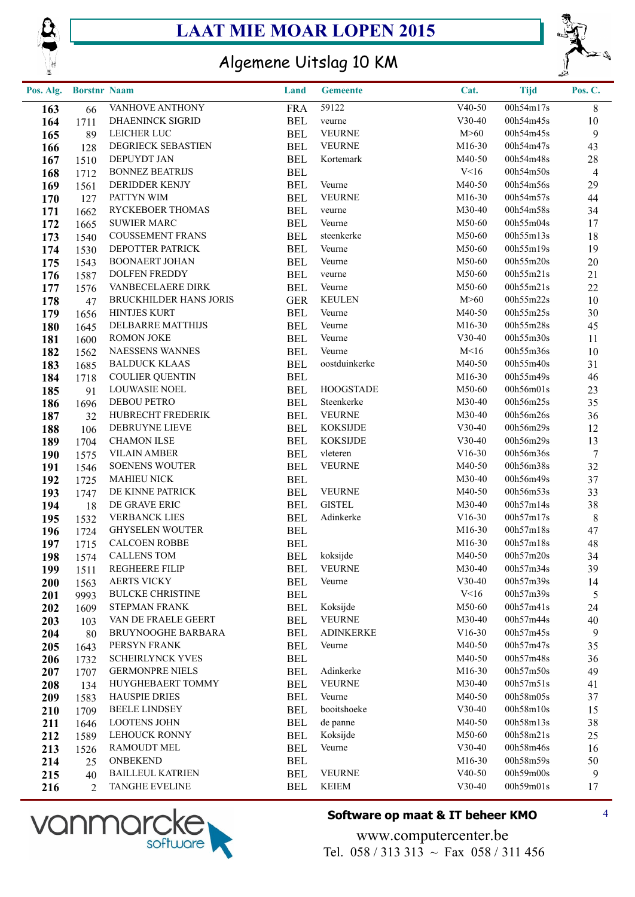# LAAT MIE MOAR LOPEN 2015

## Algemene Uitslag 10 KM

| Pos. Alg. | Borstnr | Naam | Land | Gemeente | Cat. | Tijd | Pos. C. |
|---|---|---|---|---|---|---|---|
| 163 | 66 | VANHOVE ANTHONY | FRA | 59122 | V40-50 | 00h54m17s | 8 |
| 164 | 1711 | DHAENINCK SIGRID | BEL | veurne | V30-40 | 00h54m45s | 10 |
| 165 | 89 | LEICHER LUC | BEL | VEURNE | M>60 | 00h54m45s | 9 |
| 166 | 128 | DEGRIECK SEBASTIEN | BEL | VEURNE | M16-30 | 00h54m47s | 43 |
| 167 | 1510 | DEPUYDT JAN | BEL | Kortemark | M40-50 | 00h54m48s | 28 |
| 168 | 1712 | BONNEZ BEATRIJS | BEL | | V<16 | 00h54m50s | 4 |
| 169 | 1561 | DERIDDER KENJY | BEL | Veurne | M40-50 | 00h54m56s | 29 |
| 170 | 127 | PATTYN WIM | BEL | VEURNE | M16-30 | 00h54m57s | 44 |
| 171 | 1662 | RYCKEBOER THOMAS | BEL | veurne | M30-40 | 00h54m58s | 34 |
| 172 | 1665 | SUWIER MARC | BEL | Veurne | M50-60 | 00h55m04s | 17 |
| 173 | 1540 | COUSSEMENT FRANS | BEL | steenkerke | M50-60 | 00h55m13s | 18 |
| 174 | 1530 | DEPOTTER PATRICK | BEL | Veurne | M50-60 | 00h55m19s | 19 |
| 175 | 1543 | BOONAERT JOHAN | BEL | Veurne | M50-60 | 00h55m20s | 20 |
| 176 | 1587 | DOLFEN FREDDY | BEL | veurne | M50-60 | 00h55m21s | 21 |
| 177 | 1576 | VANBECELAERE DIRK | BEL | Veurne | M50-60 | 00h55m21s | 22 |
| 178 | 47 | BRUCKHILDER HANS JORIS | GER | KEULEN | M>60 | 00h55m22s | 10 |
| 179 | 1656 | HINTJES KURT | BEL | Veurne | M40-50 | 00h55m25s | 30 |
| 180 | 1645 | DELBARRE MATTHIJS | BEL | Veurne | M16-30 | 00h55m28s | 45 |
| 181 | 1600 | ROMON JOKE | BEL | Veurne | V30-40 | 00h55m30s | 11 |
| 182 | 1562 | NAESSENS WANNES | BEL | Veurne | M<16 | 00h55m36s | 10 |
| 183 | 1685 | BALDUCK KLAAS | BEL | oostduinkerke | M40-50 | 00h55m40s | 31 |
| 184 | 1718 | COULIER QUENTIN | BEL | | M16-30 | 00h55m49s | 46 |
| 185 | 91 | LOUWASIE NOEL | BEL | HOOGSTADE | M50-60 | 00h56m01s | 23 |
| 186 | 1696 | DEBOU PETRO | BEL | Steenkerke | M30-40 | 00h56m25s | 35 |
| 187 | 32 | HUBRECHT FREDERIK | BEL | VEURNE | M30-40 | 00h56m26s | 36 |
| 188 | 106 | DEBRUYNE LIEVE | BEL | KOKSIJDE | V30-40 | 00h56m29s | 12 |
| 189 | 1704 | CHAMON ILSE | BEL | KOKSIJDE | V30-40 | 00h56m29s | 13 |
| 190 | 1575 | VILAIN AMBER | BEL | vleteren | V16-30 | 00h56m36s | 7 |
| 191 | 1546 | SOENENS WOUTER | BEL | VEURNE | M40-50 | 00h56m38s | 32 |
| 192 | 1725 | MAHIEU NICK | BEL | | M30-40 | 00h56m49s | 37 |
| 193 | 1747 | DE KINNE PATRICK | BEL | VEURNE | M40-50 | 00h56m53s | 33 |
| 194 | 18 | DE GRAVE ERIC | BEL | GISTEL | M30-40 | 00h57m14s | 38 |
| 195 | 1532 | VERBANCK LIES | BEL | Adinkerke | V16-30 | 00h57m17s | 8 |
| 196 | 1724 | GHYSELEN WOUTER | BEL | | M16-30 | 00h57m18s | 47 |
| 197 | 1715 | CALCOEN ROBBE | BEL | | M16-30 | 00h57m18s | 48 |
| 198 | 1574 | CALLENS TOM | BEL | koksijde | M40-50 | 00h57m20s | 34 |
| 199 | 1511 | REGHEERE FILIP | BEL | VEURNE | M30-40 | 00h57m34s | 39 |
| 200 | 1563 | AERTS VICKY | BEL | Veurne | V30-40 | 00h57m39s | 14 |
| 201 | 9993 | BULCKE CHRISTINE | BEL | | V<16 | 00h57m39s | 5 |
| 202 | 1609 | STEPMAN FRANK | BEL | Koksijde | M50-60 | 00h57m41s | 24 |
| 203 | 103 | VAN DE FRAELE GEERT | BEL | VEURNE | M30-40 | 00h57m44s | 40 |
| 204 | 80 | BRUYNOOGHE BARBARA | BEL | ADINKERKE | V16-30 | 00h57m45s | 9 |
| 205 | 1643 | PERSYN FRANK | BEL | Veurne | M40-50 | 00h57m47s | 35 |
| 206 | 1732 | SCHEIRLYNCK YVES | BEL | | M40-50 | 00h57m48s | 36 |
| 207 | 1707 | GERMONPRE NIELS | BEL | Adinkerke | M16-30 | 00h57m50s | 49 |
| 208 | 134 | HUYGHEBAERT TOMMY | BEL | VEURNE | M30-40 | 00h57m51s | 41 |
| 209 | 1583 | HAUSPIE DRIES | BEL | Veurne | M40-50 | 00h58m05s | 37 |
| 210 | 1709 | BEELE LINDSEY | BEL | booitshoeke | V30-40 | 00h58m10s | 15 |
| 211 | 1646 | LOOTENS JOHN | BEL | de panne | M40-50 | 00h58m13s | 38 |
| 212 | 1589 | LEHOUCK RONNY | BEL | Koksijde | M50-60 | 00h58m21s | 25 |
| 213 | 1526 | RAMOUDT MEL | BEL | Veurne | V30-40 | 00h58m46s | 16 |
| 214 | 25 | ONBEKEND | BEL | | M16-30 | 00h58m59s | 50 |
| 215 | 40 | BAILLEUL KATRIEN | BEL | VEURNE | V40-50 | 00h59m00s | 9 |
| 216 | 2 | TANGHE EVELINE | BEL | KEIEM | V30-40 | 00h59m01s | 17 |

vanmarcke software

**Software op maat & IT beheer KMO**

www.computercenter.be

Tel. 058 / 313 313 ~ Fax 058 / 311 456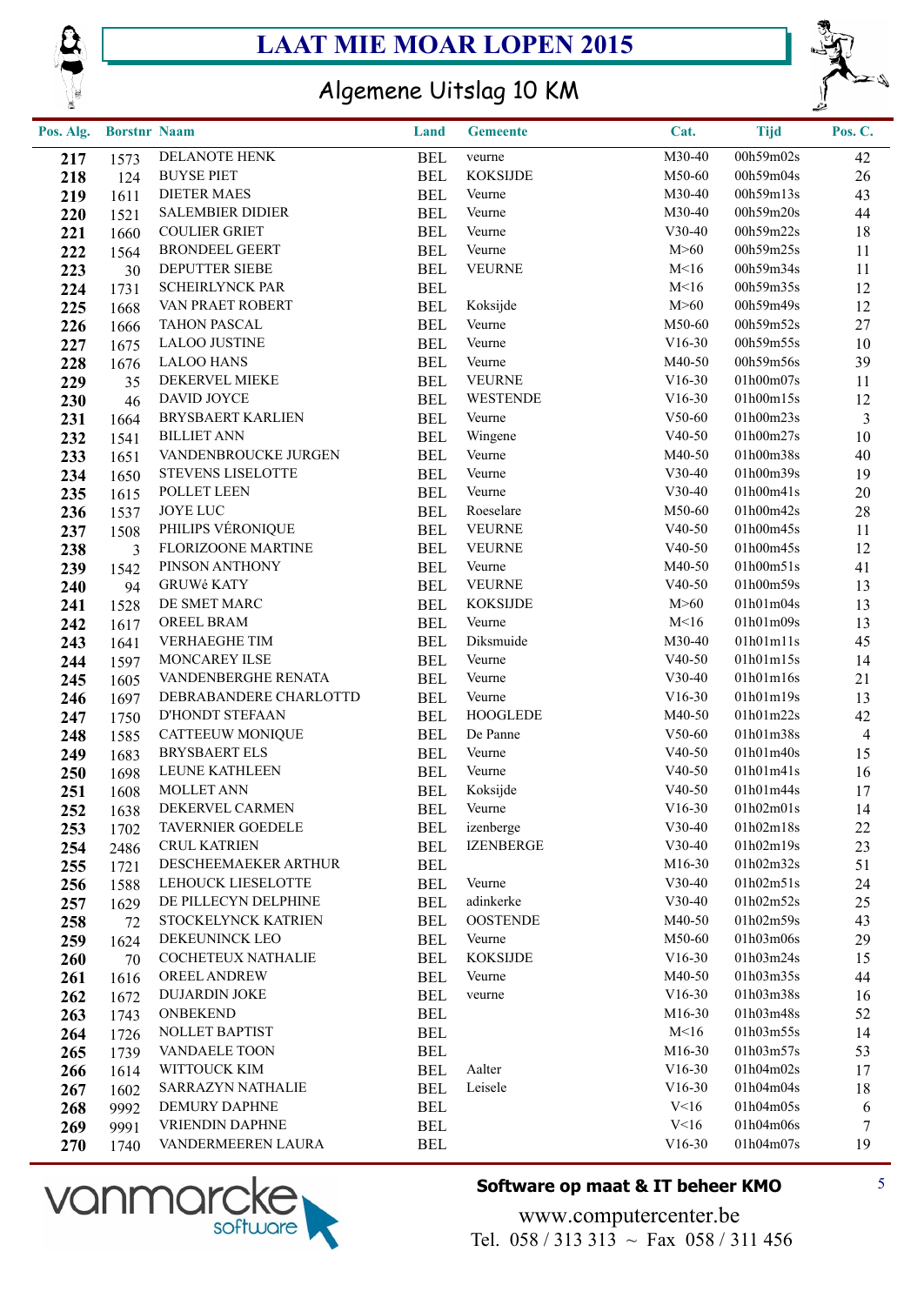# LAAT MIE MOAR LOPEN 2015

## Algemene Uitslag 10 KM

| Pos. Alg. | Borstnr | Naam | Land | Gemeente | Cat. | Tijd | Pos. C. |
|---|---|---|---|---|---|---|---|
| 217 | 1573 | DELANOTE HENK | BEL | veurne | M30-40 | 00h59m02s | 42 |
| 218 | 124 | BUYSE PIET | BEL | KOKSIJDE | M50-60 | 00h59m04s | 26 |
| 219 | 1611 | DIETER MAES | BEL | Veurne | M30-40 | 00h59m13s | 43 |
| 220 | 1521 | SALEMBIER DIDIER | BEL | Veurne | M30-40 | 00h59m20s | 44 |
| 221 | 1660 | COULIER GRIET | BEL | Veurne | V30-40 | 00h59m22s | 18 |
| 222 | 1564 | BRONDEEL GEERT | BEL | Veurne | M>60 | 00h59m25s | 11 |
| 223 | 30 | DEPUTTER SIEBE | BEL | VEURNE | M<16 | 00h59m34s | 11 |
| 224 | 1731 | SCHEIRLYNCK PAR | BEL | | M<16 | 00h59m35s | 12 |
| 225 | 1668 | VAN PRAET ROBERT | BEL | Koksijde | M>60 | 00h59m49s | 12 |
| 226 | 1666 | TAHON PASCAL | BEL | Veurne | M50-60 | 00h59m52s | 27 |
| 227 | 1675 | LALOO JUSTINE | BEL | Veurne | V16-30 | 00h59m55s | 10 |
| 228 | 1676 | LALOO HANS | BEL | Veurne | M40-50 | 00h59m56s | 39 |
| 229 | 35 | DEKERVEL MIEKE | BEL | VEURNE | V16-30 | 01h00m07s | 11 |
| 230 | 46 | DAVID JOYCE | BEL | WESTENDE | V16-30 | 01h00m15s | 12 |
| 231 | 1664 | BRYSBAERT KARLIEN | BEL | Veurne | V50-60 | 01h00m23s | 3 |
| 232 | 1541 | BILLIET ANN | BEL | Wingene | V40-50 | 01h00m27s | 10 |
| 233 | 1651 | VANDENBROUCKE JURGEN | BEL | Veurne | M40-50 | 01h00m38s | 40 |
| 234 | 1650 | STEVENS LISELOTTE | BEL | Veurne | V30-40 | 01h00m39s | 19 |
| 235 | 1615 | POLLET LEEN | BEL | Veurne | V30-40 | 01h00m41s | 20 |
| 236 | 1537 | JOYE LUC | BEL | Roeselare | M50-60 | 01h00m42s | 28 |
| 237 | 1508 | PHILIPS VÉRONIQUE | BEL | VEURNE | V40-50 | 01h00m45s | 11 |
| 238 | 3 | FLORIZOONE MARTINE | BEL | VEURNE | V40-50 | 01h00m45s | 12 |
| 239 | 1542 | PINSON ANTHONY | BEL | Veurne | M40-50 | 01h00m51s | 41 |
| 240 | 94 | GRUWé KATY | BEL | VEURNE | V40-50 | 01h00m59s | 13 |
| 241 | 1528 | DE SMET MARC | BEL | KOKSIJDE | M>60 | 01h01m04s | 13 |
| 242 | 1617 | OREEL BRAM | BEL | Veurne | M<16 | 01h01m09s | 13 |
| 243 | 1641 | VERHAEGHE TIM | BEL | Diksmuide | M30-40 | 01h01m11s | 45 |
| 244 | 1597 | MONCAREY ILSE | BEL | Veurne | V40-50 | 01h01m15s | 14 |
| 245 | 1605 | VANDENBERGHE RENATA | BEL | Veurne | V30-40 | 01h01m16s | 21 |
| 246 | 1697 | DEBRABANDERE CHARLOTTD | BEL | Veurne | V16-30 | 01h01m19s | 13 |
| 247 | 1750 | D'HONDT STEFAAN | BEL | HOOGLEDE | M40-50 | 01h01m22s | 42 |
| 248 | 1585 | CATTEEUW MONIQUE | BEL | De Panne | V50-60 | 01h01m38s | 4 |
| 249 | 1683 | BRYSBAERT ELS | BEL | Veurne | V40-50 | 01h01m40s | 15 |
| 250 | 1698 | LEUNE KATHLEEN | BEL | Veurne | V40-50 | 01h01m41s | 16 |
| 251 | 1608 | MOLLET ANN | BEL | Koksijde | V40-50 | 01h01m44s | 17 |
| 252 | 1638 | DEKERVEL CARMEN | BEL | Veurne | V16-30 | 01h02m01s | 14 |
| 253 | 1702 | TAVERNIER GOEDELE | BEL | izenberge | V30-40 | 01h02m18s | 22 |
| 254 | 2486 | CRUL KATRIEN | BEL | IZENBERGE | V30-40 | 01h02m19s | 23 |
| 255 | 1721 | DESCHEEMAEKER ARTHUR | BEL | | M16-30 | 01h02m32s | 51 |
| 256 | 1588 | LEHOUCK LIESELOTTE | BEL | Veurne | V30-40 | 01h02m51s | 24 |
| 257 | 1629 | DE PILLECYN DELPHINE | BEL | adinkerke | V30-40 | 01h02m52s | 25 |
| 258 | 72 | STOCKELYNCK KATRIEN | BEL | OOSTENDE | M40-50 | 01h02m59s | 43 |
| 259 | 1624 | DEKEUNINCK LEO | BEL | Veurne | M50-60 | 01h03m06s | 29 |
| 260 | 70 | COCHETEUX NATHALIE | BEL | KOKSIJDE | V16-30 | 01h03m24s | 15 |
| 261 | 1616 | OREEL ANDREW | BEL | Veurne | M40-50 | 01h03m35s | 44 |
| 262 | 1672 | DUJARDIN JOKE | BEL | veurne | V16-30 | 01h03m38s | 16 |
| 263 | 1743 | ONBEKEND | BEL | | M16-30 | 01h03m48s | 52 |
| 264 | 1726 | NOLLET BAPTIST | BEL | | M<16 | 01h03m55s | 14 |
| 265 | 1739 | VANDAELE TOON | BEL | | M16-30 | 01h03m57s | 53 |
| 266 | 1614 | WITTOUCK KIM | BEL | Aalter | V16-30 | 01h04m02s | 17 |
| 267 | 1602 | SARRAZYN NATHALIE | BEL | Leisele | V16-30 | 01h04m04s | 18 |
| 268 | 9992 | DEMURY DAPHNE | BEL | | V<16 | 01h04m05s | 6 |
| 269 | 9991 | VRIENDIN DAPHNE | BEL | | V<16 | 01h04m06s | 7 |
| 270 | 1740 | VANDERMEEREN LAURA | BEL | | V16-30 | 01h04m07s | 19 |

vanmarcke software

**Software op maat & IT beheer KMO**

www.computercenter.be

Tel. 058 / 313 313 ~ Fax 058 / 311 456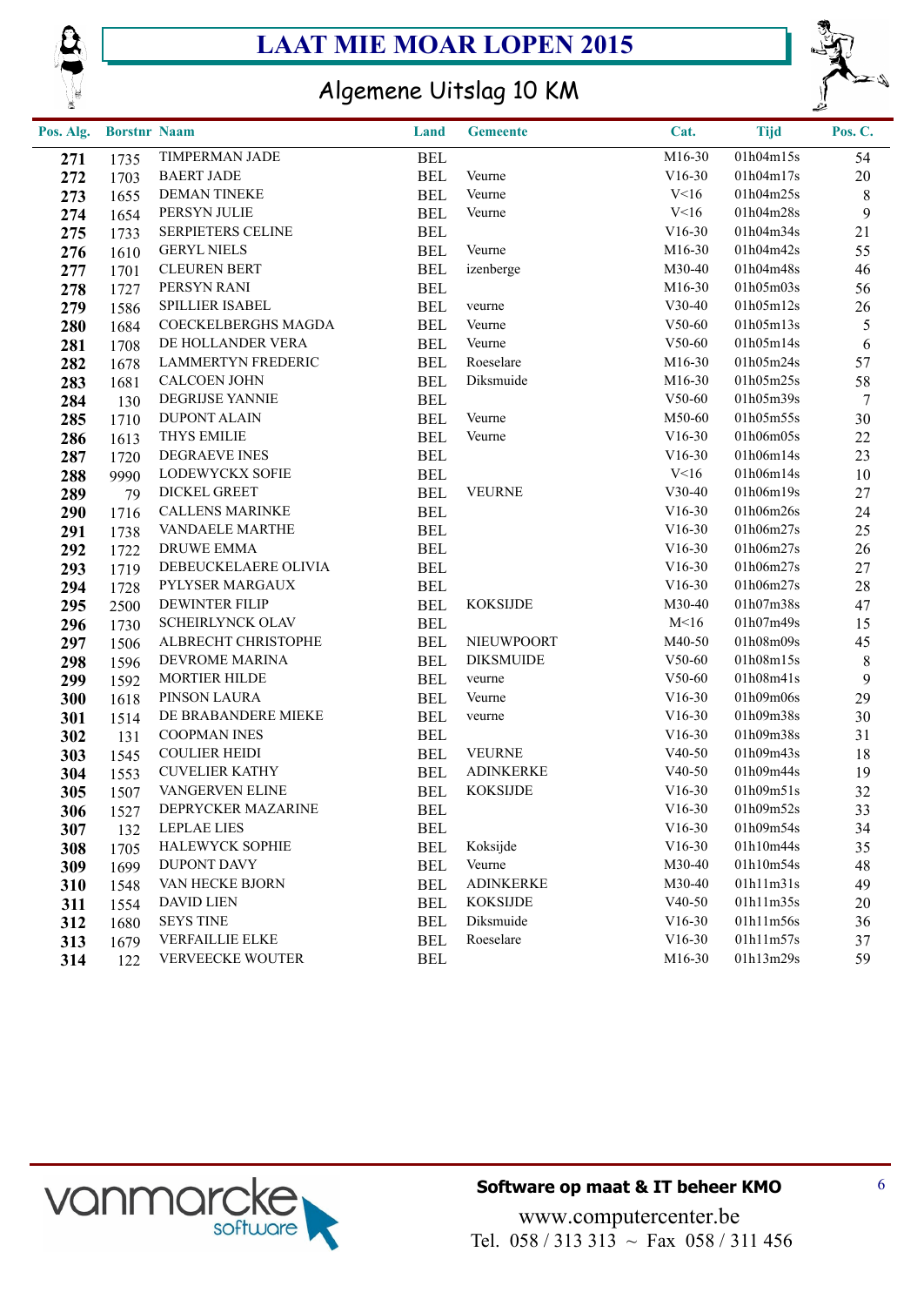# LAAT MIE MOAR LOPEN 2015

## Algemene Uitslag 10 KM

| Pos. Alg. | Borstnr | Naam | Land | Gemeente | Cat. | Tijd | Pos. C. |
|---|---|---|---|---|---|---|---|
| 271 | 1735 | TIMPERMAN JADE | BEL | | M16-30 | 01h04m15s | 54 |
| 272 | 1703 | BAERT JADE | BEL | Veurne | V16-30 | 01h04m17s | 20 |
| 273 | 1655 | DEMAN TINEKE | BEL | Veurne | V<16 | 01h04m25s | 8 |
| 274 | 1654 | PERSYN JULIE | BEL | Veurne | V<16 | 01h04m28s | 9 |
| 275 | 1733 | SERPIETERS CELINE | BEL | | V16-30 | 01h04m34s | 21 |
| 276 | 1610 | GERYL NIELS | BEL | Veurne | M16-30 | 01h04m42s | 55 |
| 277 | 1701 | CLEUREN BERT | BEL | izenberge | M30-40 | 01h04m48s | 46 |
| 278 | 1727 | PERSYN RANI | BEL | | M16-30 | 01h05m03s | 56 |
| 279 | 1586 | SPILLIER ISABEL | BEL | veurne | V30-40 | 01h05m12s | 26 |
| 280 | 1684 | COECKELBERGHS MAGDA | BEL | Veurne | V50-60 | 01h05m13s | 5 |
| 281 | 1708 | DE HOLLANDER VERA | BEL | Veurne | V50-60 | 01h05m14s | 6 |
| 282 | 1678 | LAMMERTYN FREDERIC | BEL | Roeselare | M16-30 | 01h05m24s | 57 |
| 283 | 1681 | CALCOEN JOHN | BEL | Diksmuide | M16-30 | 01h05m25s | 58 |
| 284 | 130 | DEGRIJSE YANNIE | BEL | | V50-60 | 01h05m39s | 7 |
| 285 | 1710 | DUPONT ALAIN | BEL | Veurne | M50-60 | 01h05m55s | 30 |
| 286 | 1613 | THYS EMILIE | BEL | Veurne | V16-30 | 01h06m05s | 22 |
| 287 | 1720 | DEGRAEVE INES | BEL | | V16-30 | 01h06m14s | 23 |
| 288 | 9990 | LODEWYCKX SOFIE | BEL | | V<16 | 01h06m14s | 10 |
| 289 | 79 | DICKEL GREET | BEL | VEURNE | V30-40 | 01h06m19s | 27 |
| 290 | 1716 | CALLENS MARINKE | BEL | | V16-30 | 01h06m26s | 24 |
| 291 | 1738 | VANDAELE MARTHE | BEL | | V16-30 | 01h06m27s | 25 |
| 292 | 1722 | DRUWE EMMA | BEL | | V16-30 | 01h06m27s | 26 |
| 293 | 1719 | DEBEUCKELAERE OLIVIA | BEL | | V16-30 | 01h06m27s | 27 |
| 294 | 1728 | PYLYSER MARGAUX | BEL | | V16-30 | 01h06m27s | 28 |
| 295 | 2500 | DEWINTER FILIP | BEL | KOKSIJDE | M30-40 | 01h07m38s | 47 |
| 296 | 1730 | SCHEIRLYNCK OLAV | BEL | | M<16 | 01h07m49s | 15 |
| 297 | 1506 | ALBRECHT CHRISTOPHE | BEL | NIEUWPOORT | M40-50 | 01h08m09s | 45 |
| 298 | 1596 | DEVROME MARINA | BEL | DIKSMUIDE | V50-60 | 01h08m15s | 8 |
| 299 | 1592 | MORTIER HILDE | BEL | veurne | V50-60 | 01h08m41s | 9 |
| 300 | 1618 | PINSON LAURA | BEL | Veurne | V16-30 | 01h09m06s | 29 |
| 301 | 1514 | DE BRABANDERE MIEKE | BEL | veurne | V16-30 | 01h09m38s | 30 |
| 302 | 131 | COOPMAN INES | BEL | | V16-30 | 01h09m38s | 31 |
| 303 | 1545 | COULIER HEIDI | BEL | VEURNE | V40-50 | 01h09m43s | 18 |
| 304 | 1553 | CUVELIER KATHY | BEL | ADINKERKE | V40-50 | 01h09m44s | 19 |
| 305 | 1507 | VANGERVEN ELINE | BEL | KOKSIJDE | V16-30 | 01h09m51s | 32 |
| 306 | 1527 | DEPRYCKER MAZARINE | BEL | | V16-30 | 01h09m52s | 33 |
| 307 | 132 | LEPLAE LIES | BEL | | V16-30 | 01h09m54s | 34 |
| 308 | 1705 | HALEWYCK SOPHIE | BEL | Koksijde | V16-30 | 01h10m44s | 35 |
| 309 | 1699 | DUPONT DAVY | BEL | Veurne | M30-40 | 01h10m54s | 48 |
| 310 | 1548 | VAN HECKE BJORN | BEL | ADINKERKE | M30-40 | 01h11m31s | 49 |
| 311 | 1554 | DAVID LIEN | BEL | KOKSIJDE | V40-50 | 01h11m35s | 20 |
| 312 | 1680 | SEYS TINE | BEL | Diksmuide | V16-30 | 01h11m56s | 36 |
| 313 | 1679 | VERFAILLIE ELKE | BEL | Roeselare | V16-30 | 01h11m57s | 37 |
| 314 | 122 | VERVEECKE WOUTER | BEL | | M16-30 | 01h13m29s | 59 |

vanmarcke software

**Software op maat & IT beheer KMO**

www.computercenter.be

Tel. 058 / 313 313 ~ Fax 058 / 311 456